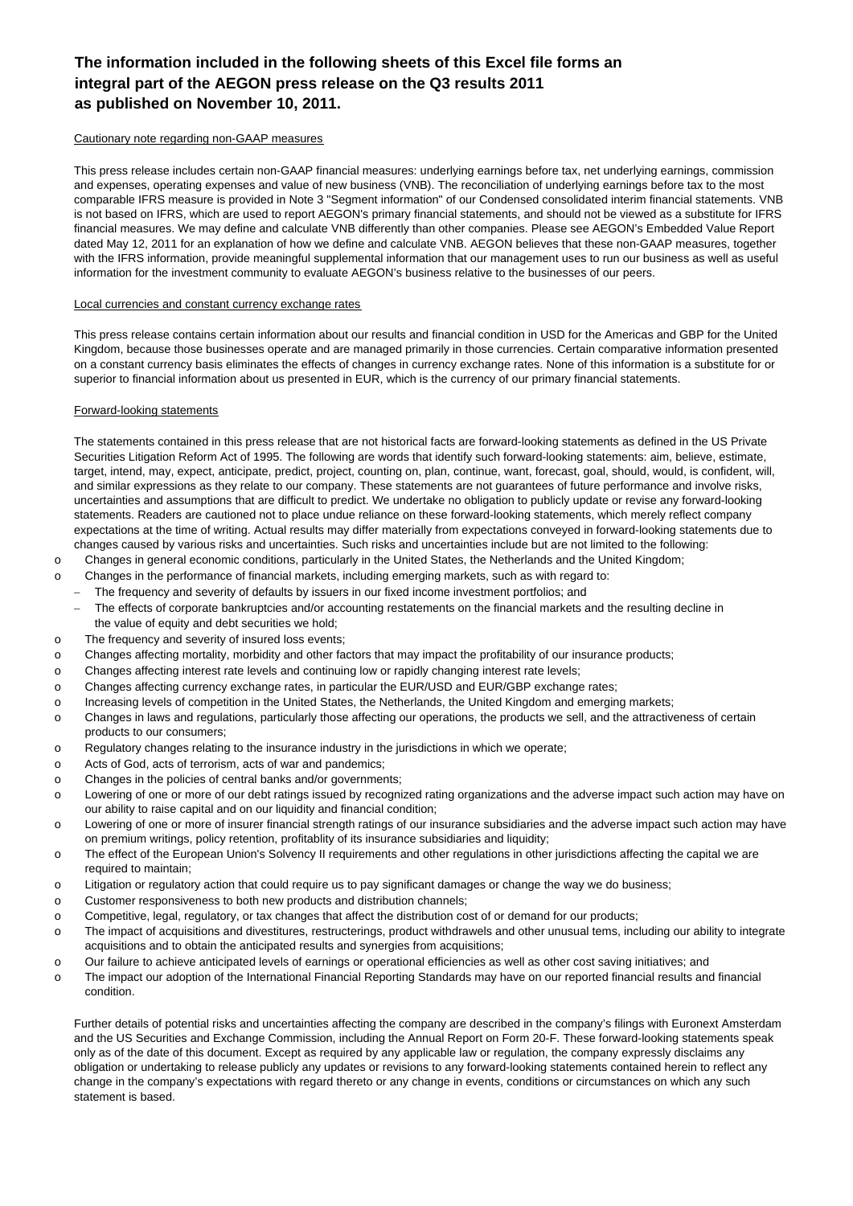**The information included in the following sheets of this Excel file forms an integral part of the AEGON press release on the Q3 results 2011 as published on November 10, 2011.**

Cautionary note regarding non-GAAP measures

This press release includes certain non-GAAP financial measures: underlying earnings before tax, net underlying earnings, commission and expenses, operating expenses and value of new business (VNB). The reconciliation of underlying earnings before tax to the most comparable IFRS measure is provided in Note 3 "Segment information" of our Condensed consolidated interim financial statements. VNB is not based on IFRS, which are used to report AEGON's primary financial statements, and should not be viewed as a substitute for IFRS financial measures. We may define and calculate VNB differently than other companies. Please see AEGON's Embedded Value Report dated May 12, 2011 for an explanation of how we define and calculate VNB. AEGON believes that these non-GAAP measures, together with the IFRS information, provide meaningful supplemental information that our management uses to run our business as well as useful information for the investment community to evaluate AEGON's business relative to the businesses of our peers.

Local currencies and constant currency exchange rates

This press release contains certain information about our results and financial condition in USD for the Americas and GBP for the United Kingdom, because those businesses operate and are managed primarily in those currencies. Certain comparative information presented on a constant currency basis eliminates the effects of changes in currency exchange rates. None of this information is a substitute for or superior to financial information about us presented in EUR, which is the currency of our primary financial statements.

Forward-looking statements

The statements contained in this press release that are not historical facts are forward-looking statements as defined in the US Private Securities Litigation Reform Act of 1995. The following are words that identify such forward-looking statements: aim, believe, estimate, target, intend, may, expect, anticipate, predict, project, counting on, plan, continue, want, forecast, goal, should, would, is confident, will, and similar expressions as they relate to our company. These statements are not guarantees of future performance and involve risks, uncertainties and assumptions that are difficult to predict. We undertake no obligation to publicly update or revise any forward-looking statements. Readers are cautioned not to place undue reliance on these forward-looking statements, which merely reflect company expectations at the time of writing. Actual results may differ materially from expectations conveyed in forward-looking statements due to changes caused by various risks and uncertainties. Such risks and uncertainties include but are not limited to the following:

- Changes in general economic conditions, particularly in the United States, the Netherlands and the United Kingdom;
- Changes in the performance of financial markets, including emerging markets, such as with regard to:
  - The frequency and severity of defaults by issuers in our fixed income investment portfolios; and
  - The effects of corporate bankruptcies and/or accounting restatements on the financial markets and the resulting decline in the value of equity and debt securities we hold;
- The frequency and severity of insured loss events;
- Changes affecting mortality, morbidity and other factors that may impact the profitability of our insurance products;
- Changes affecting interest rate levels and continuing low or rapidly changing interest rate levels;
- Changes affecting currency exchange rates, in particular the EUR/USD and EUR/GBP exchange rates;
- Increasing levels of competition in the United States, the Netherlands, the United Kingdom and emerging markets;
- Changes in laws and regulations, particularly those affecting our operations, the products we sell, and the attractiveness of certain products to our consumers;
- Regulatory changes relating to the insurance industry in the jurisdictions in which we operate;
- Acts of God, acts of terrorism, acts of war and pandemics;
- Changes in the policies of central banks and/or governments;
- Lowering of one or more of our debt ratings issued by recognized rating organizations and the adverse impact such action may have on our ability to raise capital and on our liquidity and financial condition;
- Lowering of one or more of insurer financial strength ratings of our insurance subsidiaries and the adverse impact such action may have on premium writings, policy retention, profitablity of its insurance subsidiaries and liquidity;
- The effect of the European Union's Solvency II requirements and other regulations in other jurisdictions affecting the capital we are required to maintain;
- Litigation or regulatory action that could require us to pay significant damages or change the way we do business;
- Customer responsiveness to both new products and distribution channels;
- Competitive, legal, regulatory, or tax changes that affect the distribution cost of or demand for our products;
- The impact of acquisitions and divestitures, restructerings, product withdrawels and other unusual tems, including our ability to integrate acquisitions and to obtain the anticipated results and synergies from acquisitions;
- Our failure to achieve anticipated levels of earnings or operational efficiencies as well as other cost saving initiatives; and
- The impact our adoption of the International Financial Reporting Standards may have on our reported financial results and financial condition.

Further details of potential risks and uncertainties affecting the company are described in the company's filings with Euronext Amsterdam and the US Securities and Exchange Commission, including the Annual Report on Form 20-F. These forward-looking statements speak only as of the date of this document. Except as required by any applicable law or regulation, the company expressly disclaims any obligation or undertaking to release publicly any updates or revisions to any forward-looking statements contained herein to reflect any change in the company's expectations with regard thereto or any change in events, conditions or circumstances on which any such statement is based.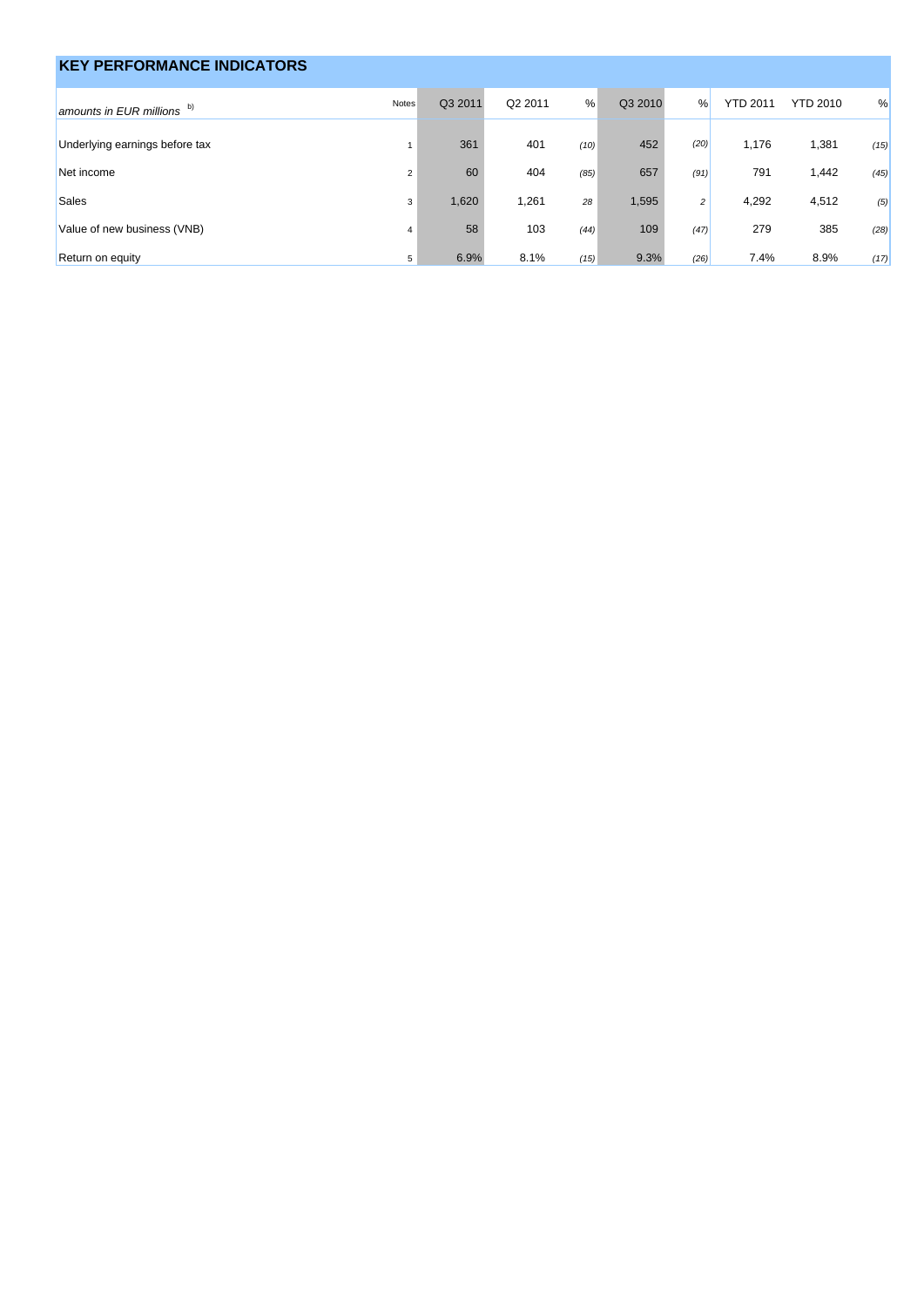## KEY PERFORMANCE INDICATORS

| *amounts in EUR millions* b) | Notes | Q3 2011 | Q2 2011 | % | Q3 2010 | % | YTD 2011 | YTD 2010 | % |
|---|---|---|---|---|---|---|---|---|---|
| Underlying earnings before tax | 1 | 361 | 401 | *(10)* | 452 | *(20)* | 1,176 | 1,381 | *(15)* |
| Net income | 2 | 60 | 404 | *(85)* | 657 | *(91)* | 791 | 1,442 | *(45)* |
| Sales | 3 | 1,620 | 1,261 | *28* | 1,595 | *2* | 4,292 | 4,512 | *(5)* |
| Value of new business (VNB) | 4 | 58 | 103 | *(44)* | 109 | *(47)* | 279 | 385 | *(28)* |
| Return on equity | 5 | 6.9% | 8.1% | *(15)* | 9.3% | *(26)* | 7.4% | 8.9% | *(17)* |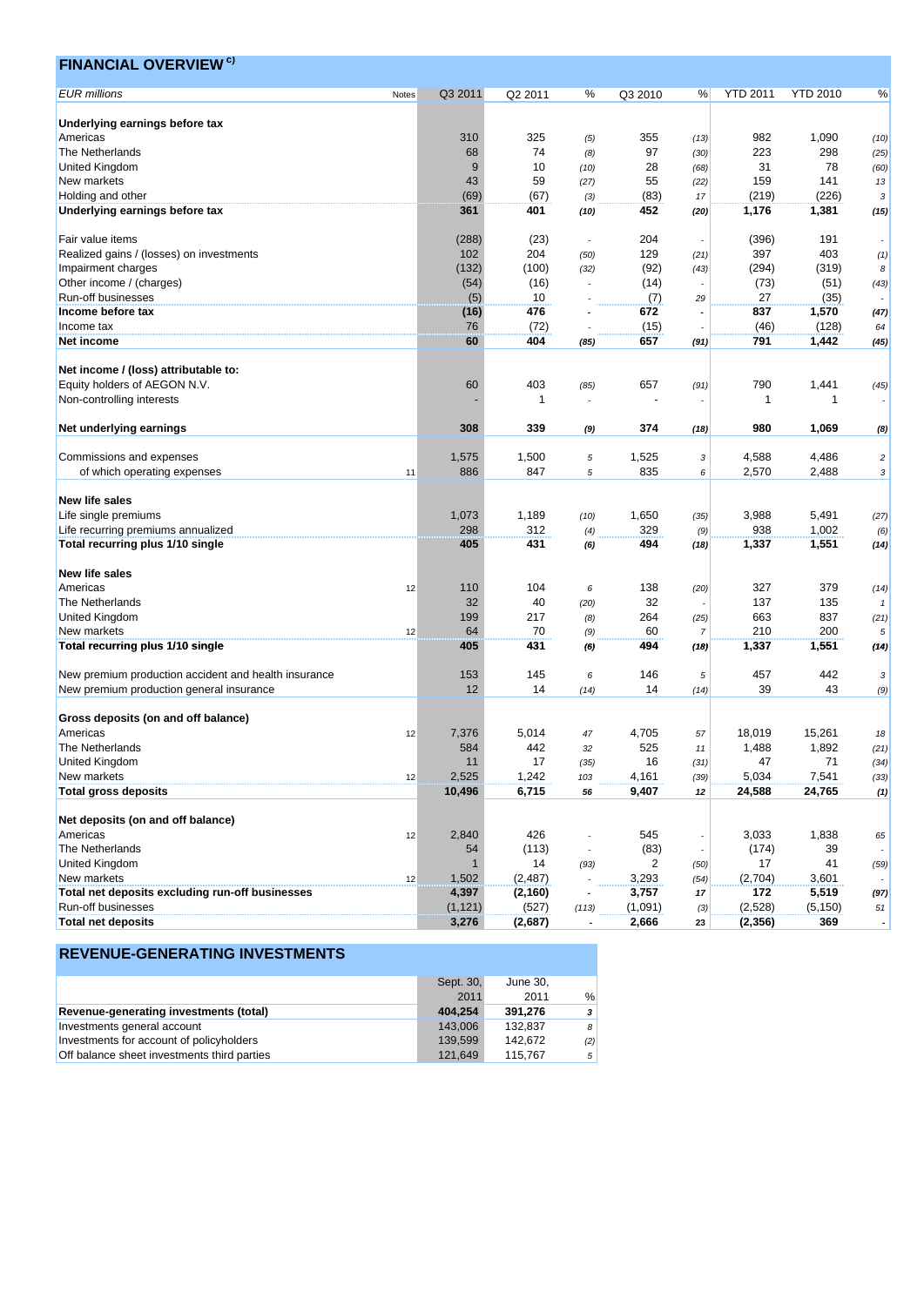## FINANCIAL OVERVIEW c)

| *EUR millions* | Notes | Q3 2011 | Q2 2011 | % | Q3 2010 | % | YTD 2011 | YTD 2010 | % |
|---|---|---|---|---|---|---|---|---|---|
| **Underlying earnings before tax** | | | | | | | | | |
| Americas | | 310 | 325 | (5) | 355 | (13) | 982 | 1,090 | (10) |
| The Netherlands | | 68 | 74 | (8) | 97 | (30) | 223 | 298 | (25) |
| United Kingdom | | 9 | 10 | (10) | 28 | (68) | 31 | 78 | (60) |
| New markets | | 43 | 59 | (27) | 55 | (22) | 159 | 141 | 13 |
| Holding and other | | (69) | (67) | (3) | (83) | 17 | (219) | (226) | 3 |
| **Underlying earnings before tax** | | **361** | **401** | **(10)** | **452** | **(20)** | **1,176** | **1,381** | **(15)** |
| | | | | | | | | | |
| Fair value items | | (288) | (23) | - | 204 | - | (396) | 191 | - |
| Realized gains / (losses) on investments | | 102 | 204 | (50) | 129 | (21) | 397 | 403 | (1) |
| Impairment charges | | (132) | (100) | (32) | (92) | (43) | (294) | (319) | 8 |
| Other income / (charges) | | (54) | (16) | - | (14) | - | (73) | (51) | (43) |
| Run-off businesses | | (5) | 10 | - | (7) | 29 | 27 | (35) | - |
| **Income before tax** | | **(16)** | **476** | **-** | **672** | **-** | **837** | **1,570** | **(47)** |
| Income tax | | 76 | (72) | - | (15) | - | (46) | (128) | 64 |
| **Net income** | | **60** | **404** | **(85)** | **657** | **(91)** | **791** | **1,442** | **(45)** |
| | | | | | | | | | |
| **Net income / (loss) attributable to:** | | | | | | | | | |
| Equity holders of AEGON N.V. | | 60 | 403 | (85) | 657 | (91) | 790 | 1,441 | (45) |
| Non-controlling interests | | - | 1 | - | - | - | 1 | 1 | - |
| | | | | | | | | | |
| **Net underlying earnings** | | **308** | **339** | **(9)** | **374** | **(18)** | **980** | **1,069** | **(8)** |
| | | | | | | | | | |
| Commissions and expenses | | 1,575 | 1,500 | 5 | 1,525 | 3 | 4,588 | 4,486 | 2 |
| of which operating expenses | 11 | 886 | 847 | 5 | 835 | 6 | 2,570 | 2,488 | 3 |
| | | | | | | | | | |
| **New life sales** | | | | | | | | | |
| Life single premiums | | 1,073 | 1,189 | (10) | 1,650 | (35) | 3,988 | 5,491 | (27) |
| Life recurring premiums annualized | | 298 | 312 | (4) | 329 | (9) | 938 | 1,002 | (6) |
| **Total recurring plus 1/10 single** | | **405** | **431** | **(6)** | **494** | **(18)** | **1,337** | **1,551** | **(14)** |
| | | | | | | | | | |
| **New life sales** | | | | | | | | | |
| Americas | 12 | 110 | 104 | 6 | 138 | (20) | 327 | 379 | (14) |
| The Netherlands | | 32 | 40 | (20) | 32 | - | 137 | 135 | 1 |
| United Kingdom | | 199 | 217 | (8) | 264 | (25) | 663 | 837 | (21) |
| New markets | 12 | 64 | 70 | (9) | 60 | 7 | 210 | 200 | 5 |
| **Total recurring plus 1/10 single** | | **405** | **431** | **(6)** | **494** | **(18)** | **1,337** | **1,551** | **(14)** |
| | | | | | | | | | |
| New premium production accident and health insurance | | 153 | 145 | 6 | 146 | 5 | 457 | 442 | 3 |
| New premium production general insurance | | 12 | 14 | (14) | 14 | (14) | 39 | 43 | (9) |
| | | | | | | | | | |
| **Gross deposits (on and off balance)** | | | | | | | | | |
| Americas | 12 | 7,376 | 5,014 | 47 | 4,705 | 57 | 18,019 | 15,261 | 18 |
| The Netherlands | | 584 | 442 | 32 | 525 | 11 | 1,488 | 1,892 | (21) |
| United Kingdom | | 11 | 17 | (35) | 16 | (31) | 47 | 71 | (34) |
| New markets | 12 | 2,525 | 1,242 | 103 | 4,161 | (39) | 5,034 | 7,541 | (33) |
| **Total gross deposits** | | **10,496** | **6,715** | **56** | **9,407** | **12** | **24,588** | **24,765** | **(1)** |
| | | | | | | | | | |
| **Net deposits (on and off balance)** | | | | | | | | | |
| Americas | 12 | 2,840 | 426 | - | 545 | - | 3,033 | 1,838 | 65 |
| The Netherlands | | 54 | (113) | - | (83) | - | (174) | 39 | - |
| United Kingdom | | 1 | 14 | (93) | 2 | (50) | 17 | 41 | (59) |
| New markets | 12 | 1,502 | (2,487) | - | 3,293 | (54) | (2,704) | 3,601 | - |
| **Total net deposits excluding run-off businesses** | | **4,397** | **(2,160)** | **-** | **3,757** | **17** | **172** | **5,519** | **(97)** |
| Run-off businesses | | (1,121) | (527) | (113) | (1,091) | (3) | (2,528) | (5,150) | 51 |
| **Total net deposits** | | **3,276** | **(2,687)** | **-** | **2,666** | **23** | **(2,356)** | **369** | **-** |

## REVENUE-GENERATING INVESTMENTS

| | Sept. 30, 2011 | June 30, 2011 | % |
|---|---|---|---|
| **Revenue-generating investments (total)** | **404,254** | **391,276** | **3** |
| Investments general account | 143,006 | 132,837 | 8 |
| Investments for account of policyholders | 139,599 | 142,672 | (2) |
| Off balance sheet investments third parties | 121,649 | 115,767 | 5 |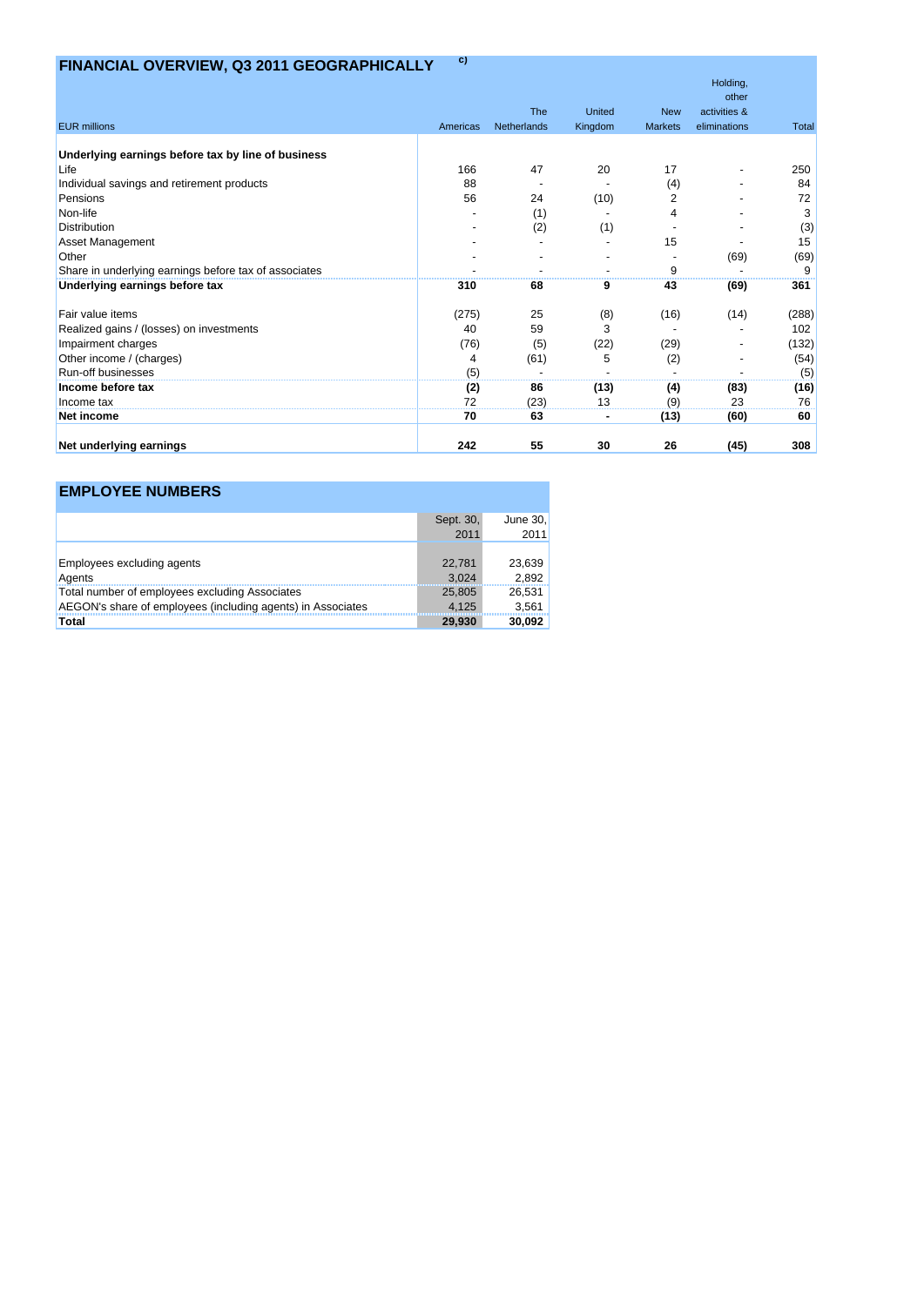## FINANCIAL OVERVIEW, Q3 2011 GEOGRAPHICALLY c)

| EUR millions | Americas | The Netherlands | United Kingdom | New Markets | Holding, other activities & eliminations | Total |
|---|---|---|---|---|---|---|
| **Underlying earnings before tax by line of business** | | | | | | |
| Life | 166 | 47 | 20 | 17 | - | 250 |
| Individual savings and retirement products | 88 | - | - | (4) | - | 84 |
| Pensions | 56 | 24 | (10) | 2 | - | 72 |
| Non-life | - | (1) | - | 4 | - | 3 |
| Distribution | - | (2) | (1) | - | - | (3) |
| Asset Management | - | - | - | 15 | - | 15 |
| Other | - | - | - | - | (69) | (69) |
| Share in underlying earnings before tax of associates | - | - | - | 9 | - | 9 |
| **Underlying earnings before tax** | **310** | **68** | **9** | **43** | **(69)** | **361** |
| | | | | | | |
| Fair value items | (275) | 25 | (8) | (16) | (14) | (288) |
| Realized gains / (losses) on investments | 40 | 59 | 3 | - | - | 102 |
| Impairment charges | (76) | (5) | (22) | (29) | - | (132) |
| Other income / (charges) | 4 | (61) | 5 | (2) | - | (54) |
| Run-off businesses | (5) | - | - | - | - | (5) |
| **Income before tax** | **(2)** | **86** | **(13)** | **(4)** | **(83)** | **(16)** |
| Income tax | 72 | (23) | 13 | (9) | 23 | 76 |
| **Net income** | **70** | **63** | **-** | **(13)** | **(60)** | **60** |
| | | | | | | |
| **Net underlying earnings** | **242** | **55** | **30** | **26** | **(45)** | **308** |

## EMPLOYEE NUMBERS

| | Sept. 30, 2011 | June 30, 2011 |
|---|---|---|
| Employees excluding agents | 22,781 | 23,639 |
| Agents | 3,024 | 2,892 |
| Total number of employees excluding Associates | 25,805 | 26,531 |
| AEGON's share of employees (including agents) in Associates | 4,125 | 3,561 |
| **Total** | **29,930** | **30,092** |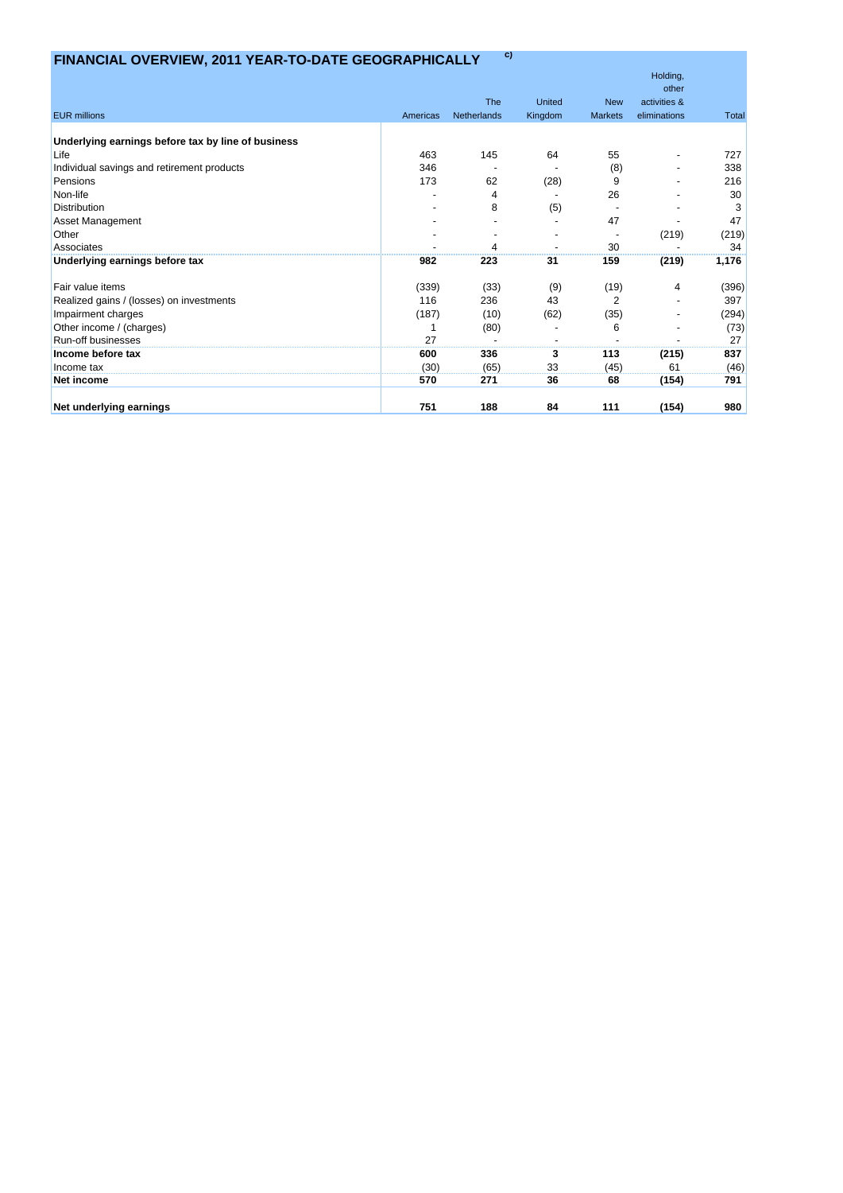## FINANCIAL OVERVIEW, 2011 YEAR-TO-DATE GEOGRAPHICALLY c)

| EUR millions | Americas | The Netherlands | United Kingdom | New Markets | Holding, other activities & eliminations | Total |
|---|---|---|---|---|---|---|
| **Underlying earnings before tax by line of business** | | | | | | |
| Life | 463 | 145 | 64 | 55 | - | 727 |
| Individual savings and retirement products | 346 | - | - | (8) | - | 338 |
| Pensions | 173 | 62 | (28) | 9 | - | 216 |
| Non-life | - | 4 | - | 26 | - | 30 |
| Distribution | - | 8 | (5) | - | - | 3 |
| Asset Management | - | - | - | 47 | - | 47 |
| Other | - | - | - | - | (219) | (219) |
| Associates | - | 4 | - | 30 | - | 34 |
| **Underlying earnings before tax** | **982** | **223** | **31** | **159** | **(219)** | **1,176** |
| | | | | | | |
| Fair value items | (339) | (33) | (9) | (19) | 4 | (396) |
| Realized gains / (losses) on investments | 116 | 236 | 43 | 2 | - | 397 |
| Impairment charges | (187) | (10) | (62) | (35) | - | (294) |
| Other income / (charges) | 1 | (80) | - | 6 | - | (73) |
| Run-off businesses | 27 | - | - | - | - | 27 |
| **Income before tax** | **600** | **336** | **3** | **113** | **(215)** | **837** |
| Income tax | (30) | (65) | 33 | (45) | 61 | (46) |
| **Net income** | **570** | **271** | **36** | **68** | **(154)** | **791** |
| | | | | | | |
| **Net underlying earnings** | **751** | **188** | **84** | **111** | **(154)** | **980** |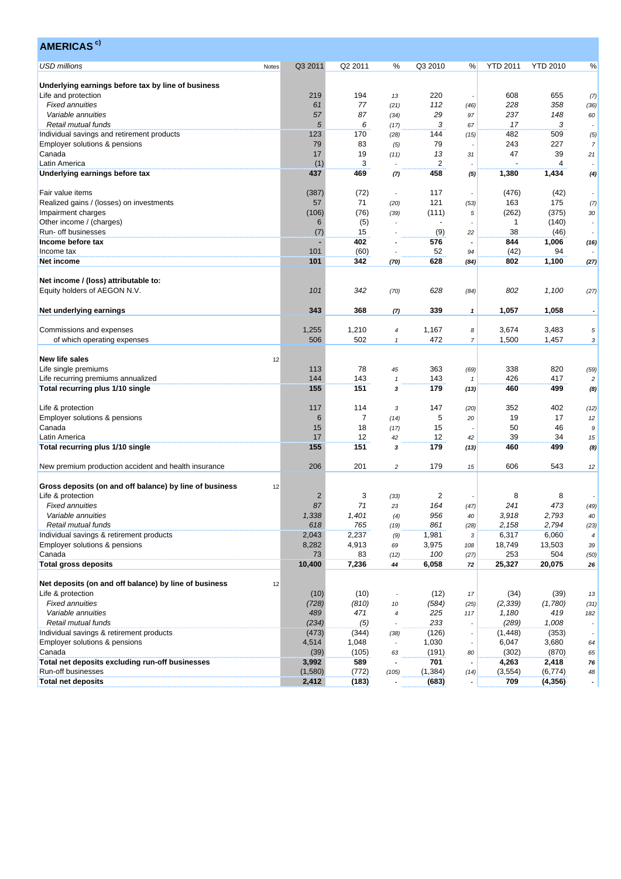## AMERICAS [c)]

| USD millions | Notes | Q3 2011 | Q2 2011 | % | Q3 2010 | % | YTD 2011 | YTD 2010 | % |
|---|---|---|---|---|---|---|---|---|---|
| **Underlying earnings before tax by line of business** | | | | | | | | | |
| Life and protection | | 219 | 194 | 13 | 220 | - | 608 | 655 | (7) |
| *Fixed annuities* | | *61* | *77* | (21) | *112* | (46) | *228* | *358* | (36) |
| *Variable annuities* | | *57* | *87* | (34) | *29* | 97 | *237* | *148* | 60 |
| *Retail mutual funds* | | *5* | *6* | (17) | *3* | 67 | *17* | *3* | - |
| Individual savings and retirement products | | 123 | 170 | (28) | 144 | (15) | 482 | 509 | (5) |
| Employer solutions & pensions | | 79 | 83 | (5) | 79 | - | 243 | 227 | 7 |
| Canada | | 17 | 19 | (11) | 13 | 31 | 47 | 39 | 21 |
| Latin America | | (1) | 3 | - | 2 | - | - | 4 | - |
| **Underlying earnings before tax** | | **437** | **469** | **(7)** | **458** | **(5)** | **1,380** | **1,434** | **(4)** |
| | | | | | | | | | |
| Fair value items | | (387) | (72) | - | 117 | - | (476) | (42) | - |
| Realized gains / (losses) on investments | | 57 | 71 | (20) | 121 | (53) | 163 | 175 | (7) |
| Impairment charges | | (106) | (76) | (39) | (111) | 5 | (262) | (375) | 30 |
| Other income / (charges) | | 6 | (5) | - | - | - | 1 | (140) | - |
| Run- off businesses | | (7) | 15 | - | (9) | 22 | 38 | (46) | - |
| **Income before tax** | | **-** | **402** | **-** | **576** | **-** | **844** | **1,006** | **(16)** |
| Income tax | | 101 | (60) | - | 52 | 94 | (42) | 94 | - |
| **Net income** | | **101** | **342** | **(70)** | **628** | **(84)** | **802** | **1,100** | **(27)** |
| | | | | | | | | | |
| **Net income / (loss) attributable to:** | | | | | | | | | |
| Equity holders of AEGON N.V. | | *101* | *342* | (70) | *628* | (84) | *802* | *1,100* | (27) |
| | | | | | | | | | |
| **Net underlying earnings** | | **343** | **368** | **(7)** | **339** | **1** | **1,057** | **1,058** | **-** |
| | | | | | | | | | |
| Commissions and expenses | | 1,255 | 1,210 | 4 | 1,167 | 8 | 3,674 | 3,483 | 5 |
| of which operating expenses | | 506 | 502 | 1 | 472 | 7 | 1,500 | 1,457 | 3 |
| | | | | | | | | | |
| **New life sales** | 12 | | | | | | | | |
| Life single premiums | | 113 | 78 | 45 | 363 | (69) | 338 | 820 | (59) |
| Life recurring premiums annualized | | 144 | 143 | 1 | 143 | 1 | 426 | 417 | 2 |
| **Total recurring plus 1/10 single** | | **155** | **151** | **3** | **179** | **(13)** | **460** | **499** | **(8)** |
| | | | | | | | | | |
| Life & protection | | 117 | 114 | 3 | 147 | (20) | 352 | 402 | (12) |
| Employer solutions & pensions | | 6 | 7 | (14) | 5 | 20 | 19 | 17 | 12 |
| Canada | | 15 | 18 | (17) | 15 | - | 50 | 46 | 9 |
| Latin America | | 17 | 12 | 42 | 12 | 42 | 39 | 34 | 15 |
| **Total recurring plus 1/10 single** | | **155** | **151** | **3** | **179** | **(13)** | **460** | **499** | **(8)** |
| | | | | | | | | | |
| New premium production accident and health insurance | | 206 | 201 | 2 | 179 | 15 | 606 | 543 | 12 |
| | | | | | | | | | |
| **Gross deposits (on and off balance) by line of business** | 12 | | | | | | | | |
| Life & protection | | 2 | 3 | (33) | 2 | - | 8 | 8 | - |
| *Fixed annuities* | | *87* | *71* | 23 | *164* | (47) | *241* | *473* | (49) |
| *Variable annuities* | | *1,338* | *1,401* | (4) | *956* | 40 | *3,918* | *2,793* | 40 |
| *Retail mutual funds* | | *618* | *765* | (19) | *861* | (28) | *2,158* | *2,794* | (23) |
| Individual savings & retirement products | | 2,043 | 2,237 | (9) | 1,981 | 3 | 6,317 | 6,060 | 4 |
| Employer solutions & pensions | | 8,282 | 4,913 | 69 | 3,975 | 108 | 18,749 | 13,503 | 39 |
| Canada | | 73 | 83 | (12) | 100 | (27) | 253 | 504 | (50) |
| **Total gross deposits** | | **10,400** | **7,236** | **44** | **6,058** | **72** | **25,327** | **20,075** | **26** |
| | | | | | | | | | |
| **Net deposits (on and off balance) by line of business** | 12 | | | | | | | | |
| Life & protection | | (10) | (10) | - | (12) | 17 | (34) | (39) | 13 |
| *Fixed annuities* | | *(728)* | *(810)* | 10 | *(584)* | (25) | *(2,339)* | *(1,780)* | (31) |
| *Variable annuities* | | *489* | *471* | 4 | *225* | 117 | *1,180* | *419* | 182 |
| *Retail mutual funds* | | *(234)* | *(5)* | - | *233* | - | *(289)* | *1,008* | - |
| Individual savings & retirement products | | (473) | (344) | (38) | (126) | - | (1,448) | (353) | - |
| Employer solutions & pensions | | 4,514 | 1,048 | - | 1,030 | - | 6,047 | 3,680 | 64 |
| Canada | | (39) | (105) | 63 | (191) | 80 | (302) | (870) | 65 |
| **Total net deposits excluding run-off businesses** | | **3,992** | **589** | **-** | **701** | **-** | **4,263** | **2,418** | **76** |
| Run-off businesses | | (1,580) | (772) | (105) | (1,384) | (14) | (3,554) | (6,774) | 48 |
| **Total net deposits** | | **2,412** | **(183)** | **-** | **(683)** | **-** | **709** | **(4,356)** | **-** |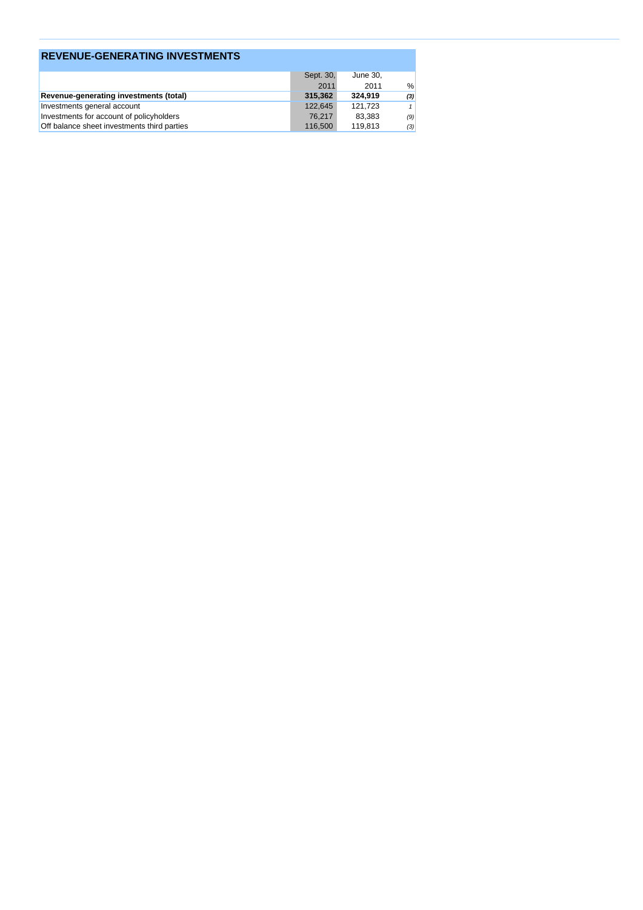## REVENUE-GENERATING INVESTMENTS

| | Sept. 30, 2011 | June 30, 2011 | % |
|---|---|---|---|
| **Revenue-generating investments (total)** | **315,362** | **324,919** | ***(3)*** |
| Investments general account | 122,645 | 121,723 | *1* |
| Investments for account of policyholders | 76,217 | 83,383 | *(9)* |
| Off balance sheet investments third parties | 116,500 | 119,813 | *(3)* |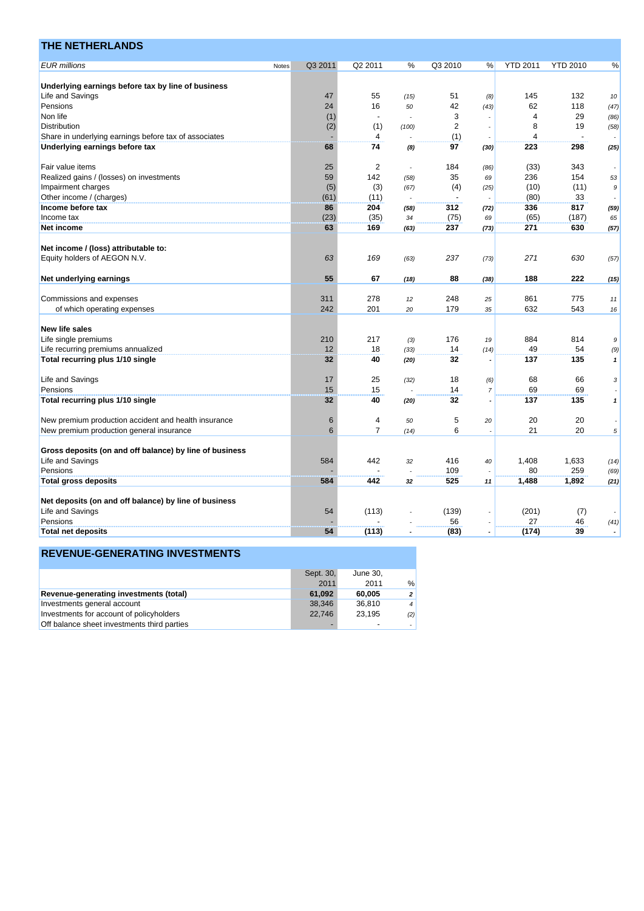## THE NETHERLANDS

| EUR millions | Notes | Q3 2011 | Q2 2011 | % | Q3 2010 | % | YTD 2011 | YTD 2010 | % |
|---|---|---|---|---|---|---|---|---|---|
| **Underlying earnings before tax by line of business** | | | | | | | | | |
| Life and Savings | | 47 | 55 | (15) | 51 | (8) | 145 | 132 | 10 |
| Pensions | | 24 | 16 | 50 | 42 | (43) | 62 | 118 | (47) |
| Non life | | (1) | - | - | 3 | - | 4 | 29 | (86) |
| Distribution | | (2) | (1) | (100) | 2 | - | 8 | 19 | (58) |
| Share in underlying earnings before tax of associates | | - | 4 | - | (1) | - | 4 | - | - |
| **Underlying earnings before tax** | | **68** | **74** | **(8)** | **97** | **(30)** | **223** | **298** | **(25)** |
| | | | | | | | | | |
| Fair value items | | 25 | 2 | - | 184 | (86) | (33) | 343 | - |
| Realized gains / (losses) on investments | | 59 | 142 | (58) | 35 | 69 | 236 | 154 | 53 |
| Impairment charges | | (5) | (3) | (67) | (4) | (25) | (10) | (11) | 9 |
| Other income / (charges) | | (61) | (11) | - | - | - | (80) | 33 | - |
| **Income before tax** | | **86** | **204** | **(58)** | **312** | **(72)** | **336** | **817** | **(59)** |
| Income tax | | (23) | (35) | 34 | (75) | 69 | (65) | (187) | 65 |
| **Net income** | | **63** | **169** | **(63)** | **237** | **(73)** | **271** | **630** | **(57)** |
| | | | | | | | | | |
| **Net income / (loss) attributable to:** | | | | | | | | | |
| Equity holders of AEGON N.V. | | *63* | *169* | *(63)* | *237* | *(73)* | *271* | *630* | *(57)* |
| | | | | | | | | | |
| **Net underlying earnings** | | **55** | **67** | **(18)** | **88** | **(38)** | **188** | **222** | **(15)** |
| | | | | | | | | | |
| Commissions and expenses | | 311 | 278 | 12 | 248 | 25 | 861 | 775 | 11 |
| of which operating expenses | | 242 | 201 | 20 | 179 | 35 | 632 | 543 | 16 |
| | | | | | | | | | |
| **New life sales** | | | | | | | | | |
| Life single premiums | | 210 | 217 | (3) | 176 | 19 | 884 | 814 | 9 |
| Life recurring premiums annualized | | 12 | 18 | (33) | 14 | (14) | 49 | 54 | (9) |
| **Total recurring plus 1/10 single** | | **32** | **40** | **(20)** | **32** | **-** | **137** | **135** | **1** |
| | | | | | | | | | |
| Life and Savings | | 17 | 25 | (32) | 18 | (6) | 68 | 66 | 3 |
| Pensions | | 15 | 15 | - | 14 | 7 | 69 | 69 | - |
| **Total recurring plus 1/10 single** | | **32** | **40** | **(20)** | **32** | **-** | **137** | **135** | **1** |
| | | | | | | | | | |
| New premium production accident and health insurance | | 6 | 4 | 50 | 5 | 20 | 20 | 20 | - |
| New premium production general insurance | | 6 | 7 | (14) | 6 | - | 21 | 20 | 5 |
| | | | | | | | | | |
| **Gross deposits (on and off balance) by line of business** | | | | | | | | | |
| Life and Savings | | 584 | 442 | 32 | 416 | 40 | 1,408 | 1,633 | (14) |
| Pensions | | - | - | - | 109 | - | 80 | 259 | (69) |
| **Total gross deposits** | | **584** | **442** | **32** | **525** | **11** | **1,488** | **1,892** | **(21)** |
| | | | | | | | | | |
| **Net deposits (on and off balance) by line of business** | | | | | | | | | |
| Life and Savings | | 54 | (113) | - | (139) | - | (201) | (7) | - |
| Pensions | | - | - | - | 56 | - | 27 | 46 | (41) |
| **Total net deposits** | | **54** | **(113)** | **-** | **(83)** | **-** | **(174)** | **39** | **-** |

## REVENUE-GENERATING INVESTMENTS

| | Sept. 30, 2011 | June 30, 2011 | % |
|---|---|---|---|
| **Revenue-generating investments (total)** | **61,092** | **60,005** | **2** |
| Investments general account | 38,346 | 36,810 | 4 |
| Investments for account of policyholders | 22,746 | 23,195 | (2) |
| Off balance sheet investments third parties | - | - | - |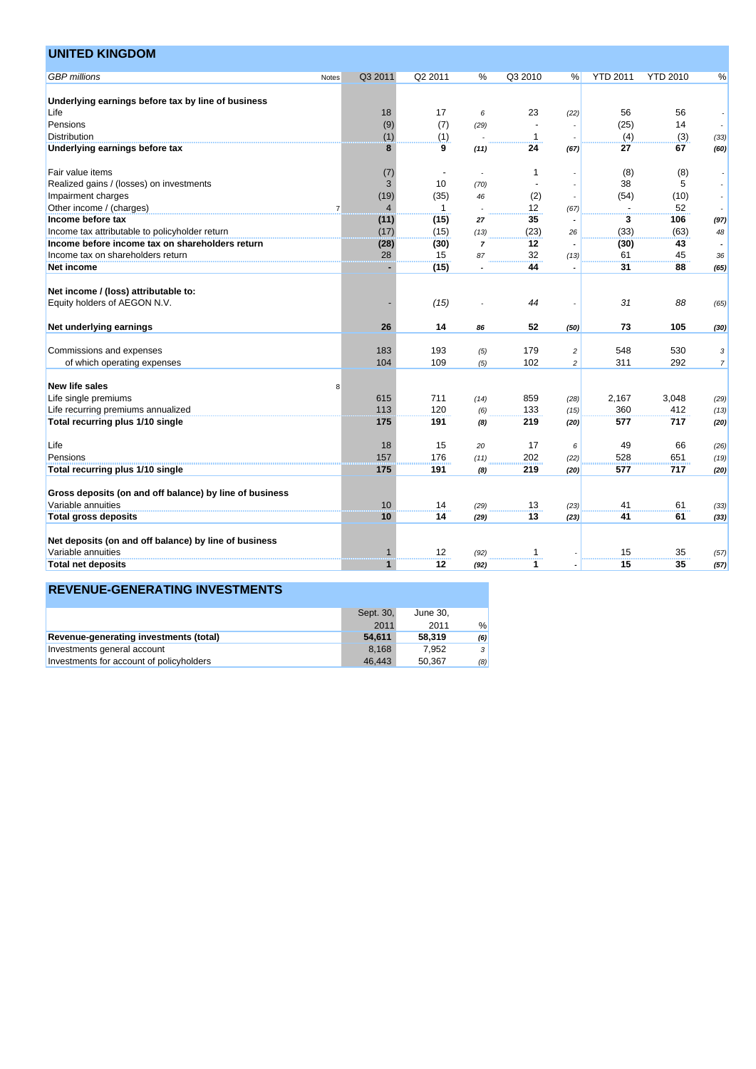## UNITED KINGDOM

| GBP millions | Notes | Q3 2011 | Q2 2011 | % | Q3 2010 | % | YTD 2011 | YTD 2010 | % |
|---|---|---|---|---|---|---|---|---|---|
| **Underlying earnings before tax by line of business** | | | | | | | | | |
| Life | | 18 | 17 | 6 | 23 | (22) | 56 | 56 | - |
| Pensions | | (9) | (7) | (29) | - | - | (25) | 14 | - |
| Distribution | | (1) | (1) | - | 1 | - | (4) | (3) | (33) |
| **Underlying earnings before tax** | | **8** | **9** | **(11)** | **24** | **(67)** | **27** | **67** | **(60)** |
| | | | | | | | | | |
| Fair value items | | (7) | - | - | 1 | - | (8) | (8) | - |
| Realized gains / (losses) on investments | | 3 | 10 | (70) | - | - | 38 | 5 | - |
| Impairment charges | | (19) | (35) | 46 | (2) | - | (54) | (10) | - |
| Other income / (charges) | 7 | 4 | 1 | - | 12 | (67) | - | 52 | - |
| **Income before tax** | | **(11)** | **(15)** | **27** | **35** | **-** | **3** | **106** | **(97)** |
| Income tax attributable to policyholder return | | (17) | (15) | (13) | (23) | 26 | (33) | (63) | 48 |
| **Income before income tax on shareholders return** | | **(28)** | **(30)** | **7** | **12** | **-** | **(30)** | **43** | **-** |
| Income tax on shareholders return | | 28 | 15 | 87 | 32 | (13) | 61 | 45 | 36 |
| **Net income** | | **-** | **(15)** | **-** | **44** | **-** | **31** | **88** | **(65)** |
| | | | | | | | | | |
| **Net income / (loss) attributable to:** | | | | | | | | | |
| Equity holders of AEGON N.V. | | - | *(15)* | - | *44* | - | *31* | *88* | (65) |
| | | | | | | | | | |
| **Net underlying earnings** | | **26** | **14** | **86** | **52** | **(50)** | **73** | **105** | **(30)** |
| | | | | | | | | | |
| Commissions and expenses | | 183 | 193 | (5) | 179 | 2 | 548 | 530 | 3 |
| of which operating expenses | | 104 | 109 | (5) | 102 | 2 | 311 | 292 | 7 |
| | | | | | | | | | |
| **New life sales** | 8 | | | | | | | | |
| Life single premiums | | 615 | 711 | (14) | 859 | (28) | 2,167 | 3,048 | (29) |
| Life recurring premiums annualized | | 113 | 120 | (6) | 133 | (15) | 360 | 412 | (13) |
| **Total recurring plus 1/10 single** | | **175** | **191** | **(8)** | **219** | **(20)** | **577** | **717** | **(20)** |
| | | | | | | | | | |
| Life | | 18 | 15 | 20 | 17 | 6 | 49 | 66 | (26) |
| Pensions | | 157 | 176 | (11) | 202 | (22) | 528 | 651 | (19) |
| **Total recurring plus 1/10 single** | | **175** | **191** | **(8)** | **219** | **(20)** | **577** | **717** | **(20)** |
| | | | | | | | | | |
| **Gross deposits (on and off balance) by line of business** | | | | | | | | | |
| Variable annuities | | 10 | 14 | (29) | 13 | (23) | 41 | 61 | (33) |
| **Total gross deposits** | | **10** | **14** | **(29)** | **13** | **(23)** | **41** | **61** | **(33)** |
| | | | | | | | | | |
| **Net deposits (on and off balance) by line of business** | | | | | | | | | |
| Variable annuities | | 1 | 12 | (92) | 1 | - | 15 | 35 | (57) |
| **Total net deposits** | | **1** | **12** | **(92)** | **1** | **-** | **15** | **35** | **(57)** |

## REVENUE-GENERATING INVESTMENTS

| | Sept. 30, 2011 | June 30, 2011 | % |
|---|---|---|---|
| **Revenue-generating investments (total)** | **54,611** | **58,319** | **(6)** |
| Investments general account | 8,168 | 7,952 | 3 |
| Investments for account of policyholders | 46,443 | 50,367 | (8) |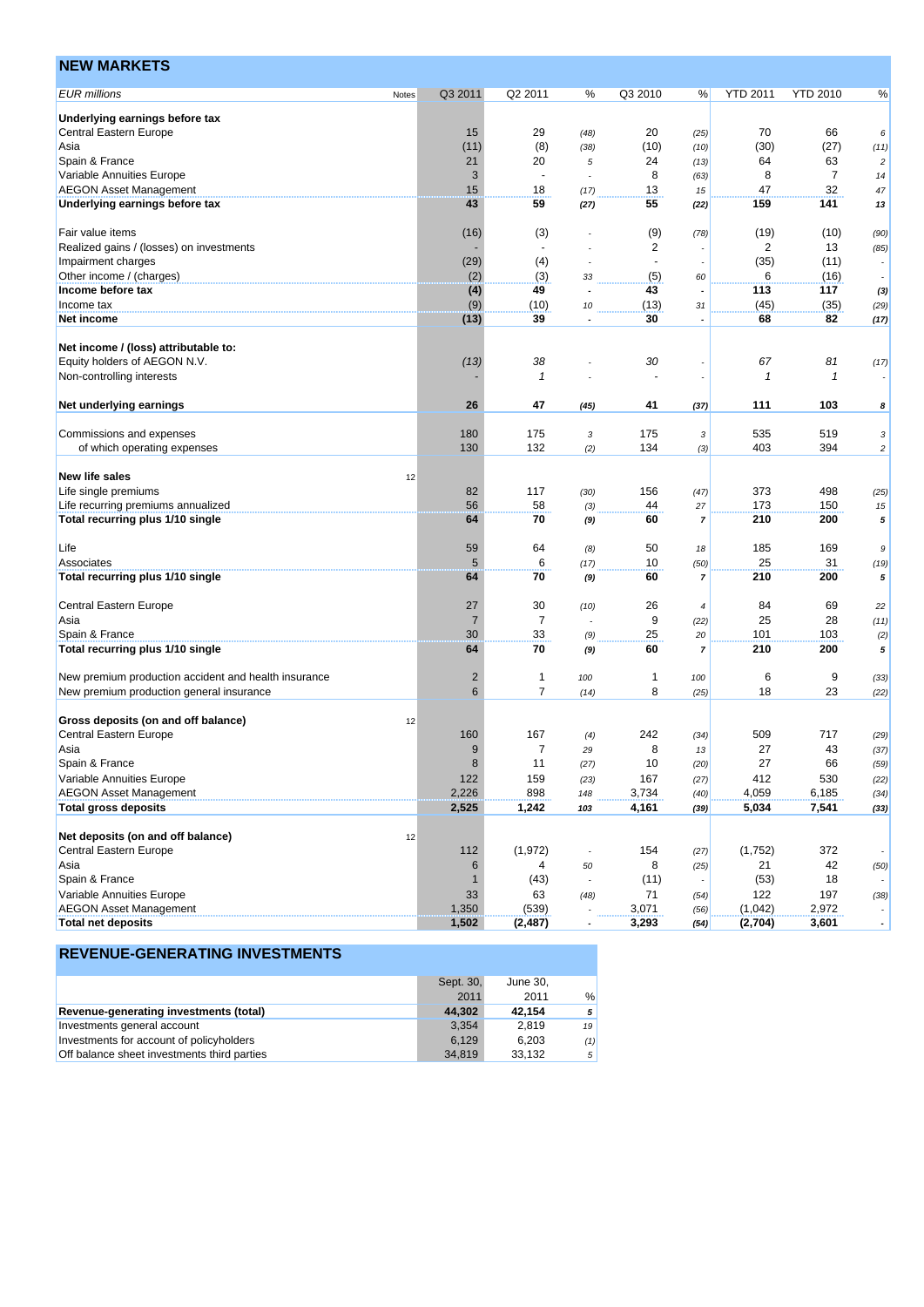## NEW MARKETS

| EUR millions | Notes | Q3 2011 | Q2 2011 | % | Q3 2010 | % | YTD 2011 | YTD 2010 | % |
|---|---|---|---|---|---|---|---|---|---|
| **Underlying earnings before tax** | | | | | | | | | |
| Central Eastern Europe | | 15 | 29 | (48) | 20 | (25) | 70 | 66 | 6 |
| Asia | | (11) | (8) | (38) | (10) | (10) | (30) | (27) | (11) |
| Spain & France | | 21 | 20 | 5 | 24 | (13) | 64 | 63 | 2 |
| Variable Annuities Europe | | 3 | - | - | 8 | (63) | 8 | 7 | 14 |
| AEGON Asset Management | | 15 | 18 | (17) | 13 | 15 | 47 | 32 | 47 |
| **Underlying earnings before tax** | | **43** | **59** | **(27)** | **55** | **(22)** | **159** | **141** | **13** |
| | | | | | | | | | |
| Fair value items | | (16) | (3) | - | (9) | (78) | (19) | (10) | (90) |
| Realized gains / (losses) on investments | | - | - | - | 2 | - | 2 | 13 | (85) |
| Impairment charges | | (29) | (4) | - | - | - | (35) | (11) | - |
| Other income / (charges) | | (2) | (3) | 33 | (5) | 60 | 6 | (16) | - |
| **Income before tax** | | **(4)** | **49** | **-** | **43** | **-** | **113** | **117** | **(3)** |
| Income tax | | (9) | (10) | 10 | (13) | 31 | (45) | (35) | (29) |
| **Net income** | | **(13)** | **39** | **-** | **30** | **-** | **68** | **82** | **(17)** |
| | | | | | | | | | |
| **Net income / (loss) attributable to:** | | | | | | | | | |
| Equity holders of AEGON N.V. | | *(13)* | *38* | - | *30* | - | *67* | *81* | (17) |
| Non-controlling interests | | - | *1* | - | - | - | *1* | *1* | - |
| | | | | | | | | | |
| **Net underlying earnings** | | **26** | **47** | **(45)** | **41** | **(37)** | **111** | **103** | **8** |
| | | | | | | | | | |
| Commissions and expenses | | 180 | 175 | 3 | 175 | 3 | 535 | 519 | 3 |
| of which operating expenses | | 130 | 132 | (2) | 134 | (3) | 403 | 394 | 2 |
| | | | | | | | | | |
| **New life sales** | 12 | | | | | | | | |
| Life single premiums | | 82 | 117 | (30) | 156 | (47) | 373 | 498 | (25) |
| Life recurring premiums annualized | | 56 | 58 | (3) | 44 | 27 | 173 | 150 | 15 |
| **Total recurring plus 1/10 single** | | **64** | **70** | **(9)** | **60** | **7** | **210** | **200** | **5** |
| | | | | | | | | | |
| Life | | 59 | 64 | (8) | 50 | 18 | 185 | 169 | 9 |
| Associates | | 5 | 6 | (17) | 10 | (50) | 25 | 31 | (19) |
| **Total recurring plus 1/10 single** | | **64** | **70** | **(9)** | **60** | **7** | **210** | **200** | **5** |
| | | | | | | | | | |
| Central Eastern Europe | | 27 | 30 | (10) | 26 | 4 | 84 | 69 | 22 |
| Asia | | 7 | 7 | - | 9 | (22) | 25 | 28 | (11) |
| Spain & France | | 30 | 33 | (9) | 25 | 20 | 101 | 103 | (2) |
| **Total recurring plus 1/10 single** | | **64** | **70** | **(9)** | **60** | **7** | **210** | **200** | **5** |
| | | | | | | | | | |
| New premium production accident and health insurance | | 2 | 1 | 100 | 1 | 100 | 6 | 9 | (33) |
| New premium production general insurance | | 6 | 7 | (14) | 8 | (25) | 18 | 23 | (22) |
| | | | | | | | | | |
| **Gross deposits (on and off balance)** | 12 | | | | | | | | |
| Central Eastern Europe | | 160 | 167 | (4) | 242 | (34) | 509 | 717 | (29) |
| Asia | | 9 | 7 | 29 | 8 | 13 | 27 | 43 | (37) |
| Spain & France | | 8 | 11 | (27) | 10 | (20) | 27 | 66 | (59) |
| Variable Annuities Europe | | 122 | 159 | (23) | 167 | (27) | 412 | 530 | (22) |
| AEGON Asset Management | | 2,226 | 898 | 148 | 3,734 | (40) | 4,059 | 6,185 | (34) |
| **Total gross deposits** | | **2,525** | **1,242** | **103** | **4,161** | **(39)** | **5,034** | **7,541** | **(33)** |
| | | | | | | | | | |
| **Net deposits (on and off balance)** | 12 | | | | | | | | |
| Central Eastern Europe | | 112 | (1,972) | - | 154 | (27) | (1,752) | 372 | - |
| Asia | | 6 | 4 | 50 | 8 | (25) | 21 | 42 | (50) |
| Spain & France | | 1 | (43) | - | (11) | - | (53) | 18 | - |
| Variable Annuities Europe | | 33 | 63 | (48) | 71 | (54) | 122 | 197 | (38) |
| AEGON Asset Management | | 1,350 | (539) | - | 3,071 | (56) | (1,042) | 2,972 | - |
| **Total net deposits** | | **1,502** | **(2,487)** | **-** | **3,293** | **(54)** | **(2,704)** | **3,601** | **-** |

## REVENUE-GENERATING INVESTMENTS

| | Sept. 30, 2011 | June 30, 2011 | % |
|---|---|---|---|
| **Revenue-generating investments (total)** | **44,302** | **42,154** | **5** |
| Investments general account | 3,354 | 2,819 | 19 |
| Investments for account of policyholders | 6,129 | 6,203 | (1) |
| Off balance sheet investments third parties | 34,819 | 33,132 | 5 |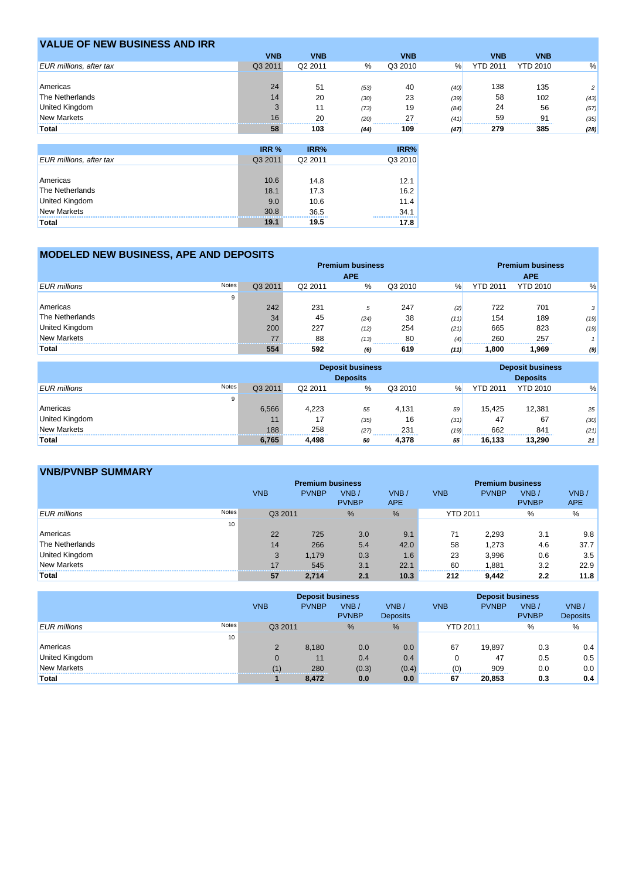## VALUE OF NEW BUSINESS AND IRR

| | VNB | VNB | | VNB | | VNB | VNB | |
|---|---|---|---|---|---|---|---|---|
| *EUR millions, after tax* | Q3 2011 | Q2 2011 | % | Q3 2010 | % | YTD 2011 | YTD 2010 | % |
| Americas | 24 | 51 | *(53)* | 40 | *(40)* | 138 | 135 | *2* |
| The Netherlands | 14 | 20 | *(30)* | 23 | *(39)* | 58 | 102 | *(43)* |
| United Kingdom | 3 | 11 | *(73)* | 19 | *(84)* | 24 | 56 | *(57)* |
| New Markets | 16 | 20 | *(20)* | 27 | *(41)* | 59 | 91 | *(35)* |
| **Total** | **58** | **103** | ***(44)*** | **109** | ***(47)*** | **279** | **385** | ***(28)*** |

| | IRR % | IRR% | IRR% |
|---|---|---|---|
| *EUR millions, after tax* | Q3 2011 | Q2 2011 | Q3 2010 |
| Americas | 10.6 | 14.8 | 12.1 |
| The Netherlands | 18.1 | 17.3 | 16.2 |
| United Kingdom | 9.0 | 10.6 | 11.4 |
| New Markets | 30.8 | 36.5 | 34.1 |
| **Total** | **19.1** | **19.5** | **17.8** |

## MODELED NEW BUSINESS, APE AND DEPOSITS

| | | | Premium business APE | | | | Premium business APE | | |
|---|---|---|---|---|---|---|---|---|---|
| *EUR millions* | Notes | Q3 2011 | Q2 2011 | % | Q3 2010 | % | YTD 2011 | YTD 2010 | % |
| | 9 | | | | | | | | |
| Americas | | 242 | 231 | *5* | 247 | *(2)* | 722 | 701 | *3* |
| The Netherlands | | 34 | 45 | *(24)* | 38 | *(11)* | 154 | 189 | *(19)* |
| United Kingdom | | 200 | 227 | *(12)* | 254 | *(21)* | 665 | 823 | *(19)* |
| New Markets | | 77 | 88 | *(13)* | 80 | *(4)* | 260 | 257 | *1* |
| **Total** | | **554** | **592** | ***(6)*** | **619** | ***(11)*** | **1,800** | **1,969** | ***(9)*** |

| | | | Deposit business Deposits | | | | Deposit business Deposits | | |
|---|---|---|---|---|---|---|---|---|---|
| *EUR millions* | Notes | Q3 2011 | Q2 2011 | % | Q3 2010 | % | YTD 2011 | YTD 2010 | % |
| | 9 | | | | | | | | |
| Americas | | 6,566 | 4,223 | *55* | 4,131 | *59* | 15,425 | 12,381 | *25* |
| United Kingdom | | 11 | 17 | *(35)* | 16 | *(31)* | 47 | 67 | *(30)* |
| New Markets | | 188 | 258 | *(27)* | 231 | *(19)* | 662 | 841 | *(21)* |
| **Total** | | **6,765** | **4,498** | ***50*** | **4,378** | ***55*** | **16,133** | **13,290** | ***21*** |

## VNB/PVNBP SUMMARY

| | | Premium business | | | | Premium business | | | |
|---|---|---|---|---|---|---|---|---|---|
| | | VNB | PVNBP | VNB / PVNBP | VNB / APE | VNB | PVNBP | VNB / PVNBP | VNB / APE |
| *EUR millions* | Notes | Q3 2011 | | % | % | YTD 2011 | | % | % |
| | 10 | | | | | | | | |
| Americas | | 22 | 725 | 3.0 | 9.1 | 71 | 2,293 | 3.1 | 9.8 |
| The Netherlands | | 14 | 266 | 5.4 | 42.0 | 58 | 1,273 | 4.6 | 37.7 |
| United Kingdom | | 3 | 1,179 | 0.3 | 1.6 | 23 | 3,996 | 0.6 | 3.5 |
| New Markets | | 17 | 545 | 3.1 | 22.1 | 60 | 1,881 | 3.2 | 22.9 |
| **Total** | | **57** | **2,714** | **2.1** | **10.3** | **212** | **9,442** | **2.2** | **11.8** |

| | | Deposit business | | | | Deposit business | | | |
|---|---|---|---|---|---|---|---|---|---|
| | | VNB | PVNBP | VNB / PVNBP | VNB / Deposits | VNB | PVNBP | VNB / PVNBP | VNB / Deposits |
| *EUR millions* | Notes | Q3 2011 | | % | % | YTD 2011 | | % | % |
| | 10 | | | | | | | | |
| Americas | | 2 | 8,180 | 0.0 | 0.0 | 67 | 19,897 | 0.3 | 0.4 |
| United Kingdom | | 0 | 11 | 0.4 | 0.4 | 0 | 47 | 0.5 | 0.5 |
| New Markets | | (1) | 280 | (0.3) | (0.4) | (0) | 909 | 0.0 | 0.0 |
| **Total** | | **1** | **8,472** | **0.0** | **0.0** | **67** | **20,853** | **0.3** | **0.4** |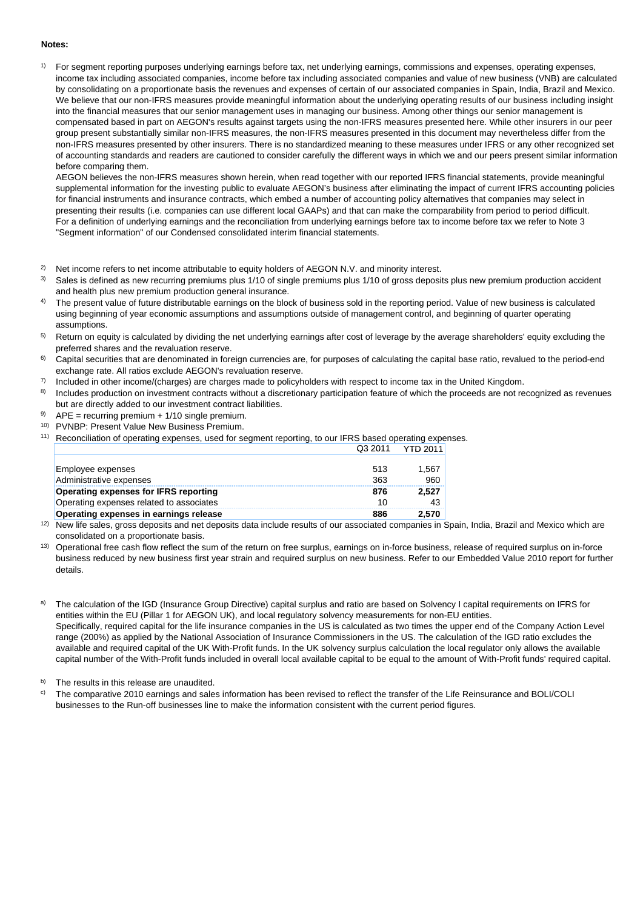**Notes:**

1) For segment reporting purposes underlying earnings before tax, net underlying earnings, commissions and expenses, operating expenses, income tax including associated companies, income before tax including associated companies and value of new business (VNB) are calculated by consolidating on a proportionate basis the revenues and expenses of certain of our associated companies in Spain, India, Brazil and Mexico. We believe that our non-IFRS measures provide meaningful information about the underlying operating results of our business including insight into the financial measures that our senior management uses in managing our business. Among other things our senior management is compensated based in part on AEGON's results against targets using the non-IFRS measures presented here. While other insurers in our peer group present substantially similar non-IFRS measures, the non-IFRS measures presented in this document may nevertheless differ from the non-IFRS measures presented by other insurers. There is no standardized meaning to these measures under IFRS or any other recognized set of accounting standards and readers are cautioned to consider carefully the different ways in which we and our peers present similar information before comparing them.
AEGON believes the non-IFRS measures shown herein, when read together with our reported IFRS financial statements, provide meaningful supplemental information for the investing public to evaluate AEGON's business after eliminating the impact of current IFRS accounting policies for financial instruments and insurance contracts, which embed a number of accounting policy alternatives that companies may select in presenting their results (i.e. companies can use different local GAAPs) and that can make the comparability from period to period difficult.
For a definition of underlying earnings and the reconciliation from underlying earnings before tax to income before tax we refer to Note 3 "Segment information" of our Condensed consolidated interim financial statements.

2) Net income refers to net income attributable to equity holders of AEGON N.V. and minority interest.

3) Sales is defined as new recurring premiums plus 1/10 of single premiums plus 1/10 of gross deposits plus new premium production accident and health plus new premium production general insurance.

4) The present value of future distributable earnings on the block of business sold in the reporting period. Value of new business is calculated using beginning of year economic assumptions and assumptions outside of management control, and beginning of quarter operating assumptions.

5) Return on equity is calculated by dividing the net underlying earnings after cost of leverage by the average shareholders' equity excluding the preferred shares and the revaluation reserve.

6) Capital securities that are denominated in foreign currencies are, for purposes of calculating the capital base ratio, revalued to the period-end exchange rate. All ratios exclude AEGON's revaluation reserve.

7) Included in other income/(charges) are charges made to policyholders with respect to income tax in the United Kingdom.

8) Includes production on investment contracts without a discretionary participation feature of which the proceeds are not recognized as revenues but are directly added to our investment contract liabilities.

9) APE = recurring premium + 1/10 single premium.

10) PVNBP: Present Value New Business Premium.

11) Reconciliation of operating expenses, used for segment reporting, to our IFRS based operating expenses.

| | Q3 2011 | YTD 2011 |
|---|---|---|
| Employee expenses | 513 | 1,567 |
| Administrative expenses | 363 | 960 |
| **Operating expenses for IFRS reporting** | **876** | **2,527** |
| Operating expenses related to associates | 10 | 43 |
| **Operating expenses in earnings release** | **886** | **2,570** |

12) New life sales, gross deposits and net deposits data include results of our associated companies in Spain, India, Brazil and Mexico which are consolidated on a proportionate basis.

13) Operational free cash flow reflect the sum of the return on free surplus, earnings on in-force business, release of required surplus on in-force business reduced by new business first year strain and required surplus on new business. Refer to our Embedded Value 2010 report for further details.

a) The calculation of the IGD (Insurance Group Directive) capital surplus and ratio are based on Solvency I capital requirements on IFRS for entities within the EU (Pillar 1 for AEGON UK), and local regulatory solvency measurements for non-EU entities.
Specifically, required capital for the life insurance companies in the US is calculated as two times the upper end of the Company Action Level range (200%) as applied by the National Association of Insurance Commissioners in the US. The calculation of the IGD ratio excludes the available and required capital of the UK With-Profit funds. In the UK solvency surplus calculation the local regulator only allows the available capital number of the With-Profit funds included in overall local available capital to be equal to the amount of With-Profit funds' required capital.

b) The results in this release are unaudited.

c) The comparative 2010 earnings and sales information has been revised to reflect the transfer of the Life Reinsurance and BOLI/COLI businesses to the Run-off businesses line to make the information consistent with the current period figures.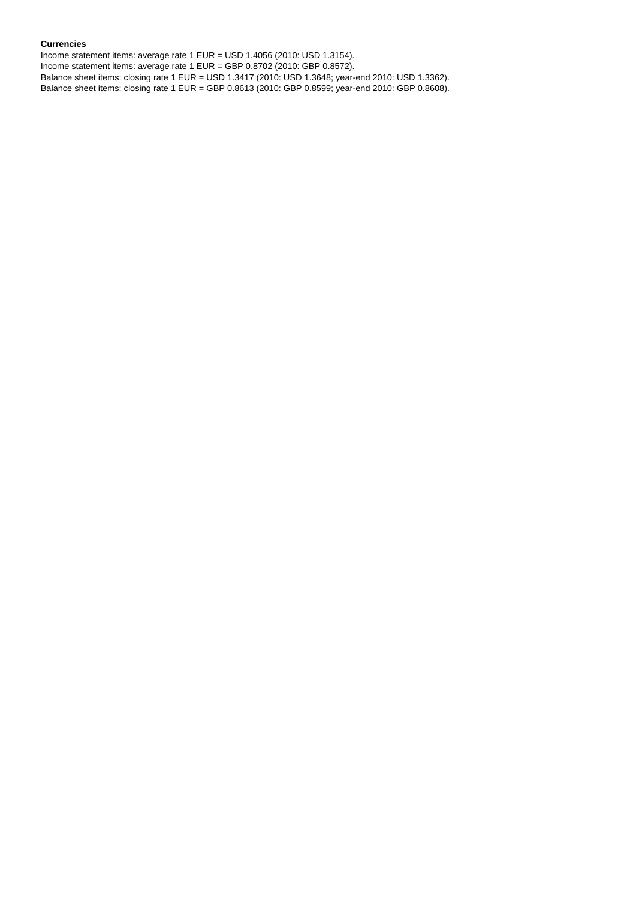**Currencies**

Income statement items: average rate 1 EUR = USD 1.4056 (2010: USD 1.3154).
Income statement items: average rate 1 EUR = GBP 0.8702 (2010: GBP 0.8572).
Balance sheet items: closing rate 1 EUR = USD 1.3417 (2010: USD 1.3648; year-end 2010: USD 1.3362).
Balance sheet items: closing rate 1 EUR = GBP 0.8613 (2010: GBP 0.8599; year-end 2010: GBP 0.8608).